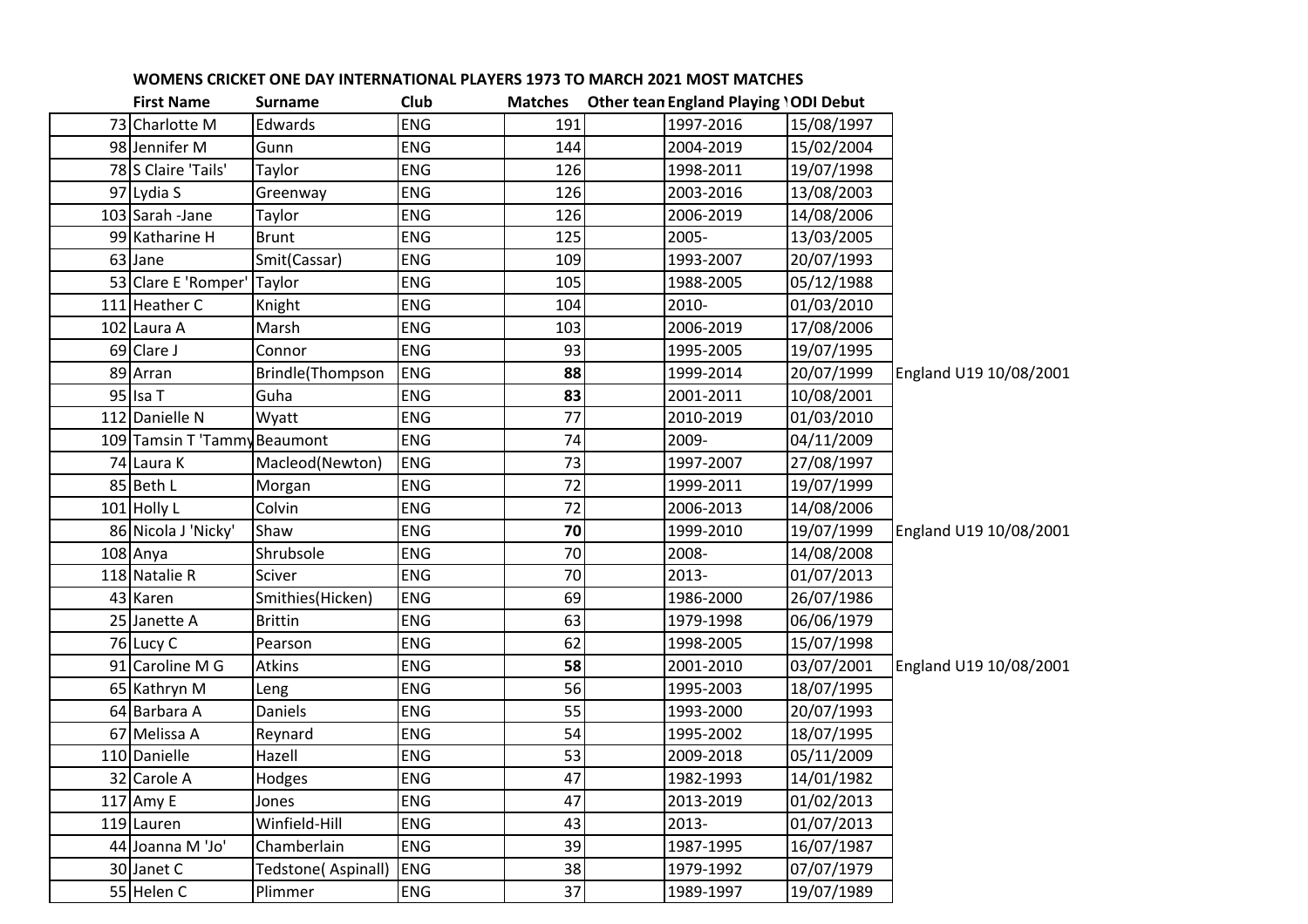**WOMENS CRICKET ONE DAY INTERNATIONAL PLAYERS 1973 TO MARCH 2021 MOST MATCHES**

| | First Name | Surname | Club | Matches | Other tean | England Playing \ | ODI Debut | |
|---|---|---|---|---|---|---|---|---|
| 73 | Charlotte M | Edwards | ENG | 191 | | 1997-2016 | 15/08/1997 | |
| 98 | Jennifer M | Gunn | ENG | 144 | | 2004-2019 | 15/02/2004 | |
| 78 | S Claire 'Tails' | Taylor | ENG | 126 | | 1998-2011 | 19/07/1998 | |
| 97 | Lydia S | Greenway | ENG | 126 | | 2003-2016 | 13/08/2003 | |
| 103 | Sarah -Jane | Taylor | ENG | 126 | | 2006-2019 | 14/08/2006 | |
| 99 | Katharine H | Brunt | ENG | 125 | | 2005- | 13/03/2005 | |
| 63 | Jane | Smit(Cassar) | ENG | 109 | | 1993-2007 | 20/07/1993 | |
| 53 | Clare E 'Romper' | Taylor | ENG | 105 | | 1988-2005 | 05/12/1988 | |
| 111 | Heather C | Knight | ENG | 104 | | 2010- | 01/03/2010 | |
| 102 | Laura A | Marsh | ENG | 103 | | 2006-2019 | 17/08/2006 | |
| 69 | Clare J | Connor | ENG | 93 | | 1995-2005 | 19/07/1995 | |
| 89 | Arran | Brindle(Thompson | ENG | **88** | | 1999-2014 | 20/07/1999 | England U19 10/08/2001 |
| 95 | Isa T | Guha | ENG | **83** | | 2001-2011 | 10/08/2001 | |
| 112 | Danielle N | Wyatt | ENG | 77 | | 2010-2019 | 01/03/2010 | |
| 109 | Tamsin T 'Tammy | Beaumont | ENG | 74 | | 2009- | 04/11/2009 | |
| 74 | Laura K | Macleod(Newton) | ENG | 73 | | 1997-2007 | 27/08/1997 | |
| 85 | Beth L | Morgan | ENG | 72 | | 1999-2011 | 19/07/1999 | |
| 101 | Holly L | Colvin | ENG | 72 | | 2006-2013 | 14/08/2006 | |
| 86 | Nicola J 'Nicky' | Shaw | ENG | **70** | | 1999-2010 | 19/07/1999 | England U19 10/08/2001 |
| 108 | Anya | Shrubsole | ENG | 70 | | 2008- | 14/08/2008 | |
| 118 | Natalie R | Sciver | ENG | 70 | | 2013- | 01/07/2013 | |
| 43 | Karen | Smithies(Hicken) | ENG | 69 | | 1986-2000 | 26/07/1986 | |
| 25 | Janette A | Brittin | ENG | 63 | | 1979-1998 | 06/06/1979 | |
| 76 | Lucy C | Pearson | ENG | 62 | | 1998-2005 | 15/07/1998 | |
| 91 | Caroline M G | Atkins | ENG | **58** | | 2001-2010 | 03/07/2001 | England U19 10/08/2001 |
| 65 | Kathryn M | Leng | ENG | 56 | | 1995-2003 | 18/07/1995 | |
| 64 | Barbara A | Daniels | ENG | 55 | | 1993-2000 | 20/07/1993 | |
| 67 | Melissa A | Reynard | ENG | 54 | | 1995-2002 | 18/07/1995 | |
| 110 | Danielle | Hazell | ENG | 53 | | 2009-2018 | 05/11/2009 | |
| 32 | Carole A | Hodges | ENG | 47 | | 1982-1993 | 14/01/1982 | |
| 117 | Amy E | Jones | ENG | 47 | | 2013-2019 | 01/02/2013 | |
| 119 | Lauren | Winfield-Hill | ENG | 43 | | 2013- | 01/07/2013 | |
| 44 | Joanna M 'Jo' | Chamberlain | ENG | 39 | | 1987-1995 | 16/07/1987 | |
| 30 | Janet C | Tedstone( Aspinall) | ENG | 38 | | 1979-1992 | 07/07/1979 | |
| 55 | Helen C | Plimmer | ENG | 37 | | 1989-1997 | 19/07/1989 | |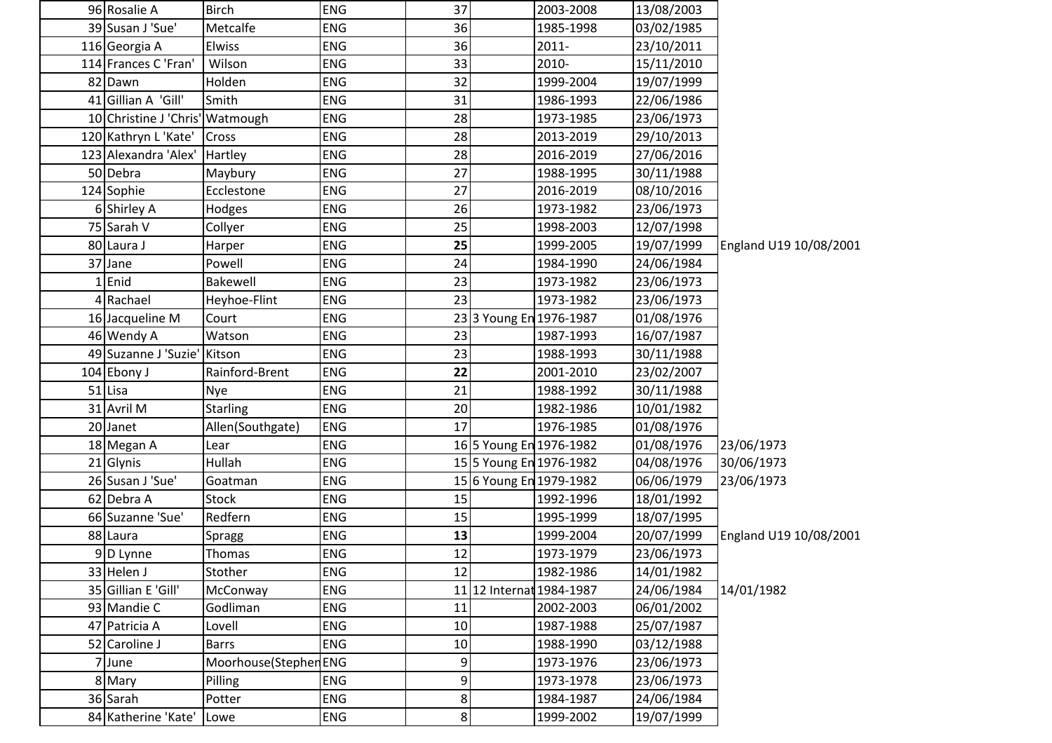| | | | | | | | | |
|---|---|---|---|---|---|---|---|---|
| 96 | Rosalie A | Birch | ENG | 37 | | 2003-2008 | 13/08/2003 | |
| 39 | Susan J 'Sue' | Metcalfe | ENG | 36 | | 1985-1998 | 03/02/1985 | |
| 116 | Georgia A | Elwiss | ENG | 36 | | 2011- | 23/10/2011 | |
| 114 | Frances C 'Fran' | Wilson | ENG | 33 | | 2010- | 15/11/2010 | |
| 82 | Dawn | Holden | ENG | 32 | | 1999-2004 | 19/07/1999 | |
| 41 | Gillian A 'Gill' | Smith | ENG | 31 | | 1986-1993 | 22/06/1986 | |
| 10 | Christine J 'Chris' | Watmough | ENG | 28 | | 1973-1985 | 23/06/1973 | |
| 120 | Kathryn L 'Kate' | Cross | ENG | 28 | | 2013-2019 | 29/10/2013 | |
| 123 | Alexandra 'Alex' | Hartley | ENG | 28 | | 2016-2019 | 27/06/2016 | |
| 50 | Debra | Maybury | ENG | 27 | | 1988-1995 | 30/11/1988 | |
| 124 | Sophie | Ecclestone | ENG | 27 | | 2016-2019 | 08/10/2016 | |
| 6 | Shirley A | Hodges | ENG | 26 | | 1973-1982 | 23/06/1973 | |
| 75 | Sarah V | Collyer | ENG | 25 | | 1998-2003 | 12/07/1998 | |
| 80 | Laura J | Harper | ENG | **25** | | 1999-2005 | 19/07/1999 | England U19 10/08/2001 |
| 37 | Jane | Powell | ENG | 24 | | 1984-1990 | 24/06/1984 | |
| 1 | Enid | Bakewell | ENG | 23 | | 1973-1982 | 23/06/1973 | |
| 4 | Rachael | Heyhoe-Flint | ENG | 23 | | 1973-1982 | 23/06/1973 | |
| 16 | Jacqueline M | Court | ENG | 23 | 3 Young En | 1976-1987 | 01/08/1976 | |
| 46 | Wendy A | Watson | ENG | 23 | | 1987-1993 | 16/07/1987 | |
| 49 | Suzanne J 'Suzie' | Kitson | ENG | 23 | | 1988-1993 | 30/11/1988 | |
| 104 | Ebony J | Rainford-Brent | ENG | **22** | | 2001-2010 | 23/02/2007 | |
| 51 | Lisa | Nye | ENG | 21 | | 1988-1992 | 30/11/1988 | |
| 31 | Avril M | Starling | ENG | 20 | | 1982-1986 | 10/01/1982 | |
| 20 | Janet | Allen(Southgate) | ENG | 17 | | 1976-1985 | 01/08/1976 | |
| 18 | Megan A | Lear | ENG | 16 | 5 Young En | 1976-1982 | 01/08/1976 | 23/06/1973 |
| 21 | Glynis | Hullah | ENG | 15 | 5 Young En | 1976-1982 | 04/08/1976 | 30/06/1973 |
| 26 | Susan J 'Sue' | Goatman | ENG | 15 | 6 Young En | 1979-1982 | 06/06/1979 | 23/06/1973 |
| 62 | Debra A | Stock | ENG | 15 | | 1992-1996 | 18/01/1992 | |
| 66 | Suzanne 'Sue' | Redfern | ENG | 15 | | 1995-1999 | 18/07/1995 | |
| 88 | Laura | Spragg | ENG | **13** | | 1999-2004 | 20/07/1999 | England U19 10/08/2001 |
| 9 | D Lynne | Thomas | ENG | 12 | | 1973-1979 | 23/06/1973 | |
| 33 | Helen J | Stother | ENG | 12 | | 1982-1986 | 14/01/1982 | |
| 35 | Gillian E 'Gill' | McConway | ENG | 11 | 12 Internat | 1984-1987 | 24/06/1984 | 14/01/1982 |
| 93 | Mandie C | Godliman | ENG | 11 | | 2002-2003 | 06/01/2002 | |
| 47 | Patricia A | Lovell | ENG | 10 | | 1987-1988 | 25/07/1987 | |
| 52 | Caroline J | Barrs | ENG | 10 | | 1988-1990 | 03/12/1988 | |
| 7 | June | Moorhouse(Stephen | ENG | 9 | | 1973-1976 | 23/06/1973 | |
| 8 | Mary | Pilling | ENG | 9 | | 1973-1978 | 23/06/1973 | |
| 36 | Sarah | Potter | ENG | 8 | | 1984-1987 | 24/06/1984 | |
| 84 | Katherine 'Kate' | Lowe | ENG | 8 | | 1999-2002 | 19/07/1999 | |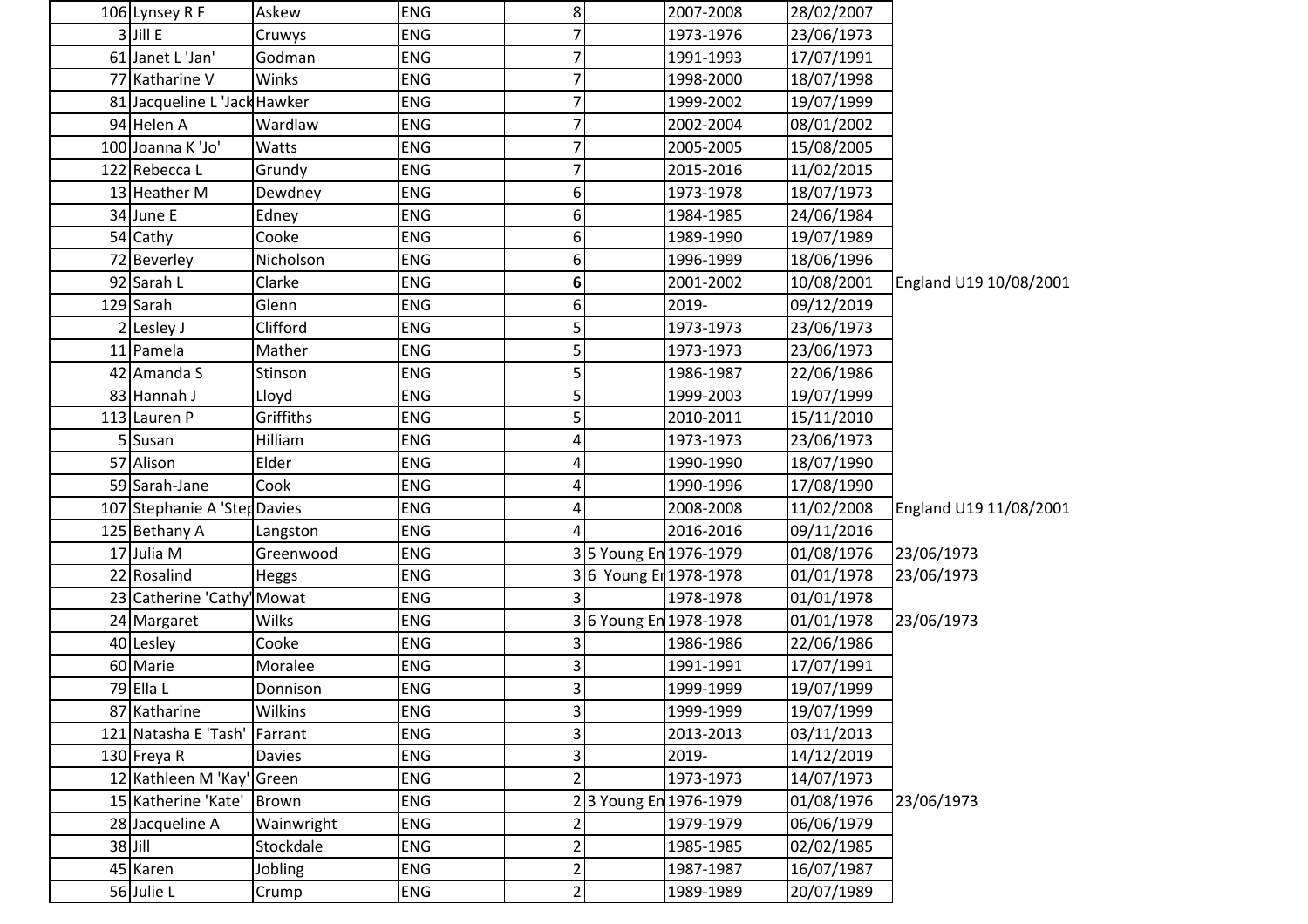| | | | | | | | |
|---|---|---|---|---|---|---|---|
| 106 | Lynsey R F | Askew | ENG | 8 | | 2007-2008 | 28/02/2007 | |
| 3 | Jill E | Cruwys | ENG | 7 | | 1973-1976 | 23/06/1973 | |
| 61 | Janet L 'Jan' | Godman | ENG | 7 | | 1991-1993 | 17/07/1991 | |
| 77 | Katharine V | Winks | ENG | 7 | | 1998-2000 | 18/07/1998 | |
| 81 | Jacqueline L 'Jack | Hawker | ENG | 7 | | 1999-2002 | 19/07/1999 | |
| 94 | Helen A | Wardlaw | ENG | 7 | | 2002-2004 | 08/01/2002 | |
| 100 | Joanna K 'Jo' | Watts | ENG | 7 | | 2005-2005 | 15/08/2005 | |
| 122 | Rebecca L | Grundy | ENG | 7 | | 2015-2016 | 11/02/2015 | |
| 13 | Heather M | Dewdney | ENG | 6 | | 1973-1978 | 18/07/1973 | |
| 34 | June E | Edney | ENG | 6 | | 1984-1985 | 24/06/1984 | |
| 54 | Cathy | Cooke | ENG | 6 | | 1989-1990 | 19/07/1989 | |
| 72 | Beverley | Nicholson | ENG | 6 | | 1996-1999 | 18/06/1996 | |
| 92 | Sarah L | Clarke | ENG | **6** | | 2001-2002 | 10/08/2001 | England U19 10/08/2001 |
| 129 | Sarah | Glenn | ENG | 6 | | 2019- | 09/12/2019 | |
| 2 | Lesley J | Clifford | ENG | 5 | | 1973-1973 | 23/06/1973 | |
| 11 | Pamela | Mather | ENG | 5 | | 1973-1973 | 23/06/1973 | |
| 42 | Amanda S | Stinson | ENG | 5 | | 1986-1987 | 22/06/1986 | |
| 83 | Hannah J | Lloyd | ENG | 5 | | 1999-2003 | 19/07/1999 | |
| 113 | Lauren P | Griffiths | ENG | 5 | | 2010-2011 | 15/11/2010 | |
| 5 | Susan | Hilliam | ENG | 4 | | 1973-1973 | 23/06/1973 | |
| 57 | Alison | Elder | ENG | 4 | | 1990-1990 | 18/07/1990 | |
| 59 | Sarah-Jane | Cook | ENG | 4 | | 1990-1996 | 17/08/1990 | |
| 107 | Stephanie A 'Step | Davies | ENG | 4 | | 2008-2008 | 11/02/2008 | England U19 11/08/2001 |
| 125 | Bethany A | Langston | ENG | 4 | | 2016-2016 | 09/11/2016 | |
| 17 | Julia M | Greenwood | ENG | 3 | 5 Young En | 1976-1979 | 01/08/1976 | 23/06/1973 |
| 22 | Rosalind | Heggs | ENG | 3 | 6 Young En | 1978-1978 | 01/01/1978 | 23/06/1973 |
| 23 | Catherine 'Cathy' | Mowat | ENG | 3 | | 1978-1978 | 01/01/1978 | |
| 24 | Margaret | Wilks | ENG | 3 | 6 Young En | 1978-1978 | 01/01/1978 | 23/06/1973 |
| 40 | Lesley | Cooke | ENG | 3 | | 1986-1986 | 22/06/1986 | |
| 60 | Marie | Moralee | ENG | 3 | | 1991-1991 | 17/07/1991 | |
| 79 | Ella L | Donnison | ENG | 3 | | 1999-1999 | 19/07/1999 | |
| 87 | Katharine | Wilkins | ENG | 3 | | 1999-1999 | 19/07/1999 | |
| 121 | Natasha E 'Tash' | Farrant | ENG | 3 | | 2013-2013 | 03/11/2013 | |
| 130 | Freya R | Davies | ENG | 3 | | 2019- | 14/12/2019 | |
| 12 | Kathleen M 'Kay' | Green | ENG | 2 | | 1973-1973 | 14/07/1973 | |
| 15 | Katherine 'Kate' | Brown | ENG | 2 | 3 Young En | 1976-1979 | 01/08/1976 | 23/06/1973 |
| 28 | Jacqueline A | Wainwright | ENG | 2 | | 1979-1979 | 06/06/1979 | |
| 38 | Jill | Stockdale | ENG | 2 | | 1985-1985 | 02/02/1985 | |
| 45 | Karen | Jobling | ENG | 2 | | 1987-1987 | 16/07/1987 | |
| 56 | Julie L | Crump | ENG | 2 | | 1989-1989 | 20/07/1989 | |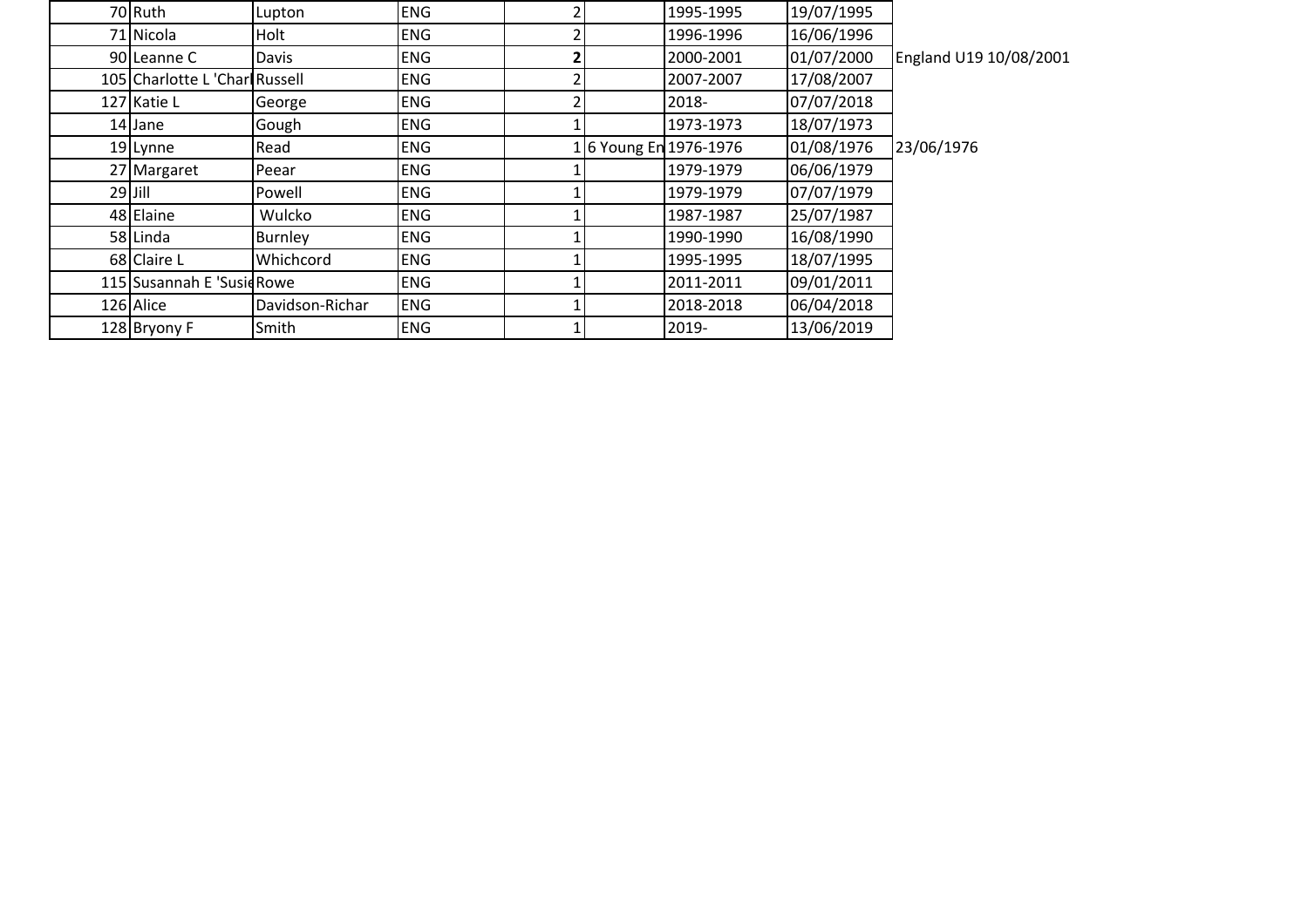| | | | | | | | | |
|---|---|---|---|---|---|---|---|---|
| 70 | Ruth | Lupton | ENG | 2 | | 1995-1995 | 19/07/1995 | |
| 71 | Nicola | Holt | ENG | 2 | | 1996-1996 | 16/06/1996 | |
| 90 | Leanne C | Davis | ENG | **2** | | 2000-2001 | 01/07/2000 | England U19 10/08/2001 |
| 105 | Charlotte L 'Charl | Russell | ENG | 2 | | 2007-2007 | 17/08/2007 | |
| 127 | Katie L | George | ENG | 2 | | 2018- | 07/07/2018 | |
| 14 | Jane | Gough | ENG | 1 | | 1973-1973 | 18/07/1973 | |
| 19 | Lynne | Read | ENG | 1 | 6 Young En | 1976-1976 | 01/08/1976 | 23/06/1976 |
| 27 | Margaret | Peear | ENG | 1 | | 1979-1979 | 06/06/1979 | |
| 29 | Jill | Powell | ENG | 1 | | 1979-1979 | 07/07/1979 | |
| 48 | Elaine | Wulcko | ENG | 1 | | 1987-1987 | 25/07/1987 | |
| 58 | Linda | Burnley | ENG | 1 | | 1990-1990 | 16/08/1990 | |
| 68 | Claire L | Whichcord | ENG | 1 | | 1995-1995 | 18/07/1995 | |
| 115 | Susannah E 'Susie | Rowe | ENG | 1 | | 2011-2011 | 09/01/2011 | |
| 126 | Alice | Davidson-Richar | ENG | 1 | | 2018-2018 | 06/04/2018 | |
| 128 | Bryony F | Smith | ENG | 1 | | 2019- | 13/06/2019 | |